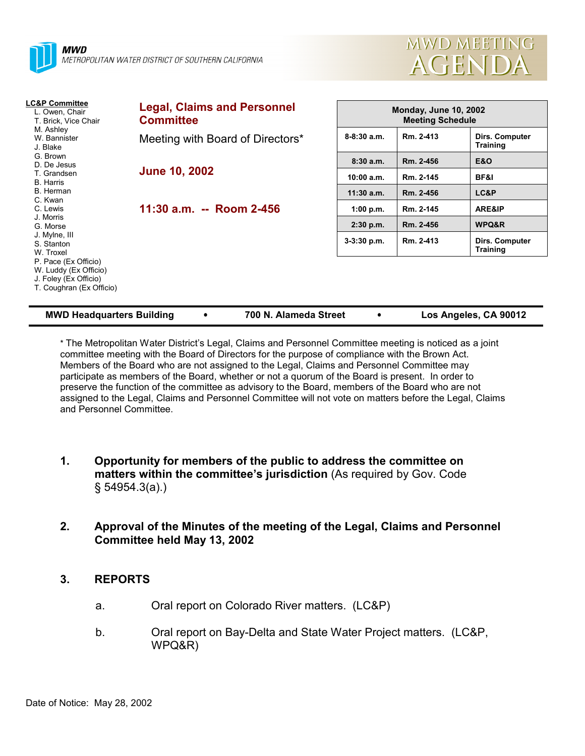**MWD**
*METROPOLITAN WATER DISTRICT OF SOUTHERN CALIFORNIA*

# MWD MEETING AGENDA

**LC&P Committee**
- L. Owen, Chair
- T. Brick, Vice Chair
- M. Ashley
- W. Bannister
- J. Blake
- G. Brown
- D. De Jesus
- T. Grandsen
- B. Harris
- B. Herman
- C. Kwan
- C. Lewis
- J. Morris
- G. Morse
- J. Mylne, III
- S. Stanton
- W. Troxel
- P. Pace (Ex Officio)
- W. Luddy (Ex Officio)
- J. Foley (Ex Officio)
- T. Coughran (Ex Officio)

## Legal, Claims and Personnel Committee

Meeting with Board of Directors*

**June 10, 2002**

**11:30 a.m. -- Room 2-456**

| Monday, June 10, 2002 Meeting Schedule | | |
|---|---|---|
| 8-8:30 a.m. | Rm. 2-413 | Dirs. Computer Training |
| 8:30 a.m. | Rm. 2-456 | E&O |
| 10:00 a.m. | Rm. 2-145 | BF&I |
| 11:30 a.m. | Rm. 2-456 | LC&P |
| 1:00 p.m. | Rm. 2-145 | ARE&IP |
| 2:30 p.m. | Rm. 2-456 | WPQ&R |
| 3-3:30 p.m. | Rm. 2-413 | Dirs. Computer Training |

**MWD Headquarters Building • 700 N. Alameda Street • Los Angeles, CA 90012**

* The Metropolitan Water District's Legal, Claims and Personnel Committee meeting is noticed as a joint committee meeting with the Board of Directors for the purpose of compliance with the Brown Act. Members of the Board who are not assigned to the Legal, Claims and Personnel Committee may participate as members of the Board, whether or not a quorum of the Board is present. In order to preserve the function of the committee as advisory to the Board, members of the Board who are not assigned to the Legal, Claims and Personnel Committee will not vote on matters before the Legal, Claims and Personnel Committee.

1. **Opportunity for members of the public to address the committee on matters within the committee's jurisdiction** (As required by Gov. Code § 54954.3(a).)

2. **Approval of the Minutes of the meeting of the Legal, Claims and Personnel Committee held May 13, 2002**

3. **REPORTS**

   a. Oral report on Colorado River matters. (LC&P)

   b. Oral report on Bay-Delta and State Water Project matters. (LC&P, WPQ&R)

Date of Notice: May 28, 2002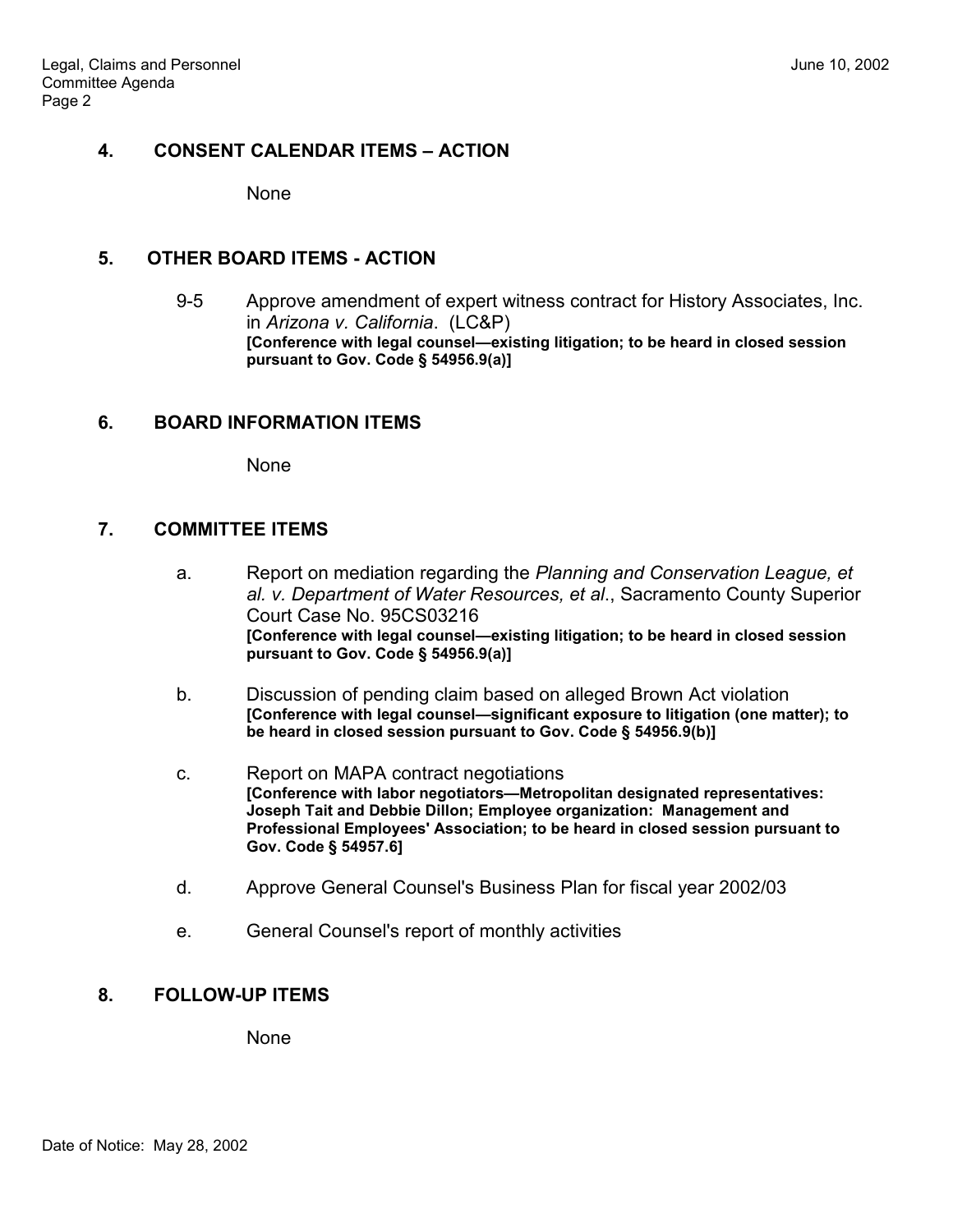## 4. CONSENT CALENDAR ITEMS – ACTION

None

## 5. OTHER BOARD ITEMS - ACTION

9-5 Approve amendment of expert witness contract for History Associates, Inc. in *Arizona v. California*. (LC&P)
**[Conference with legal counsel—existing litigation; to be heard in closed session pursuant to Gov. Code § 54956.9(a)]**

## 6. BOARD INFORMATION ITEMS

None

## 7. COMMITTEE ITEMS

a. Report on mediation regarding the *Planning and Conservation League, et al. v. Department of Water Resources, et al*., Sacramento County Superior Court Case No. 95CS03216
**[Conference with legal counsel—existing litigation; to be heard in closed session pursuant to Gov. Code § 54956.9(a)]**

b. Discussion of pending claim based on alleged Brown Act violation
**[Conference with legal counsel—significant exposure to litigation (one matter); to be heard in closed session pursuant to Gov. Code § 54956.9(b)]**

c. Report on MAPA contract negotiations
**[Conference with labor negotiators—Metropolitan designated representatives: Joseph Tait and Debbie Dillon; Employee organization: Management and Professional Employees' Association; to be heard in closed session pursuant to Gov. Code § 54957.6]**

d. Approve General Counsel's Business Plan for fiscal year 2002/03

e. General Counsel's report of monthly activities

## 8. FOLLOW-UP ITEMS

None

Date of Notice: May 28, 2002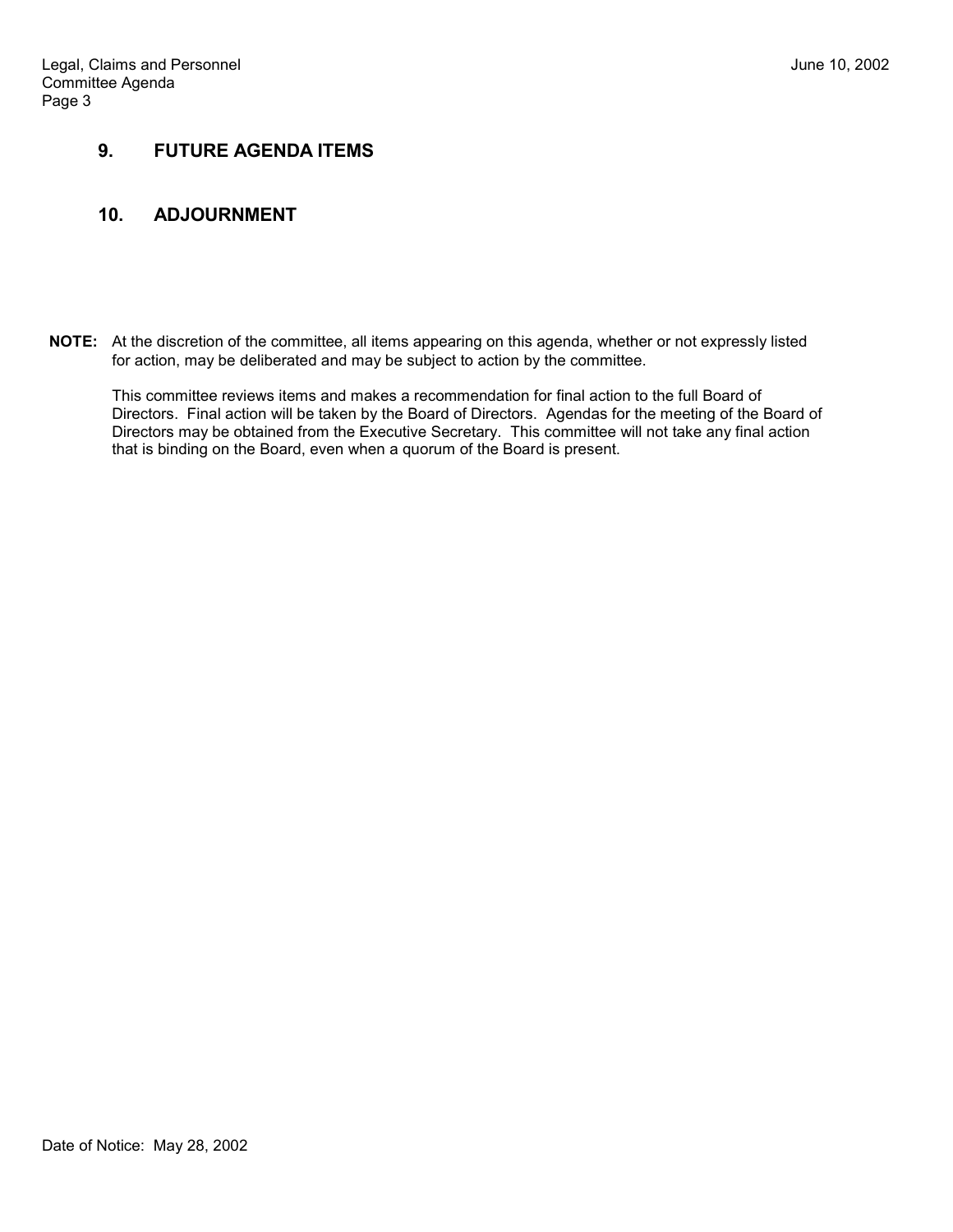## 9. FUTURE AGENDA ITEMS

## 10. ADJOURNMENT

**NOTE:** At the discretion of the committee, all items appearing on this agenda, whether or not expressly listed for action, may be deliberated and may be subject to action by the committee.

This committee reviews items and makes a recommendation for final action to the full Board of Directors. Final action will be taken by the Board of Directors. Agendas for the meeting of the Board of Directors may be obtained from the Executive Secretary. This committee will not take any final action that is binding on the Board, even when a quorum of the Board is present.

Date of Notice: May 28, 2002